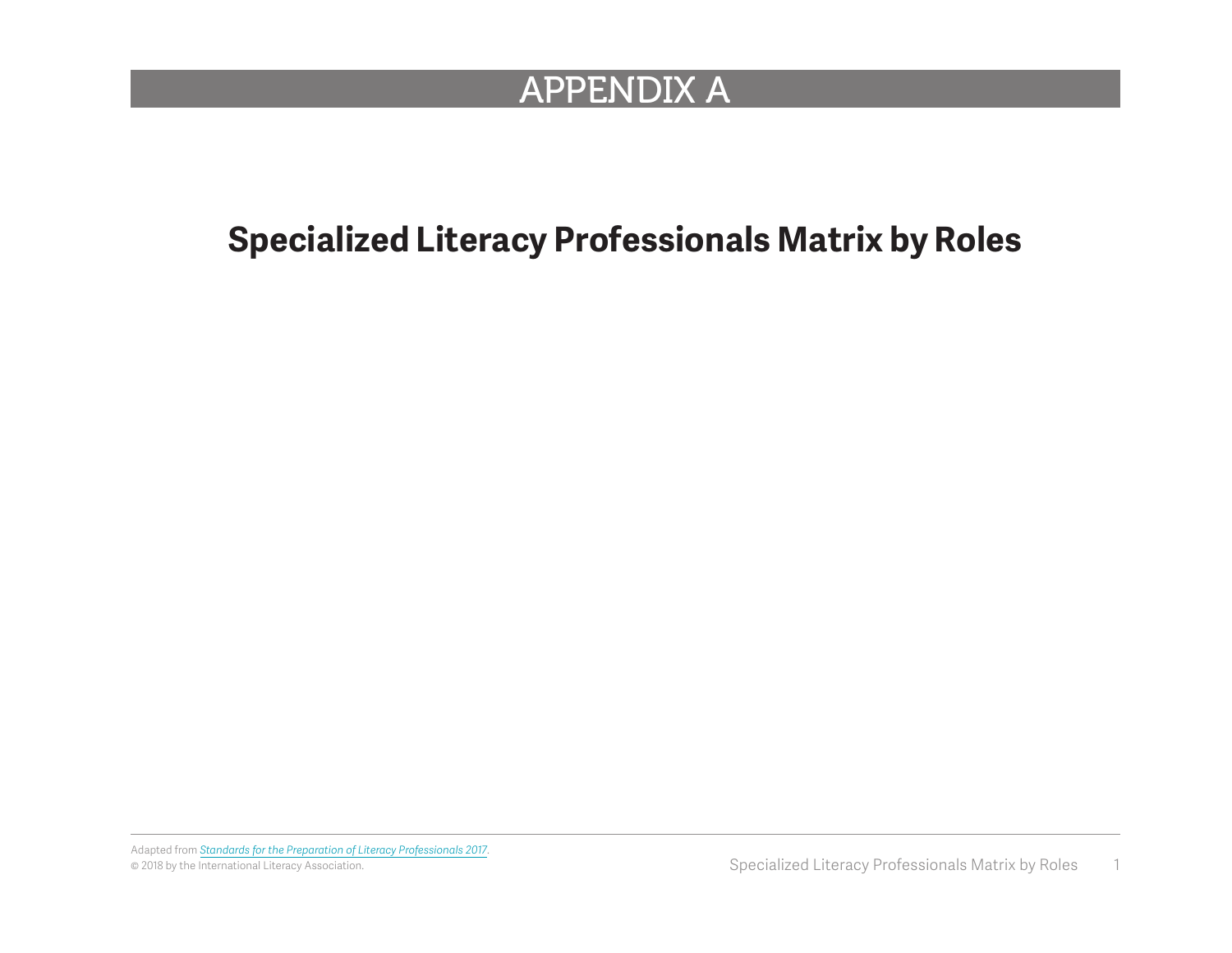# APPENDIX A

## Specialized Literacy Professionals Matrix by Roles

Adapted from *Standards for the Preparation of Literacy Professionals 2017*.
© 2018 by the International Literacy Association.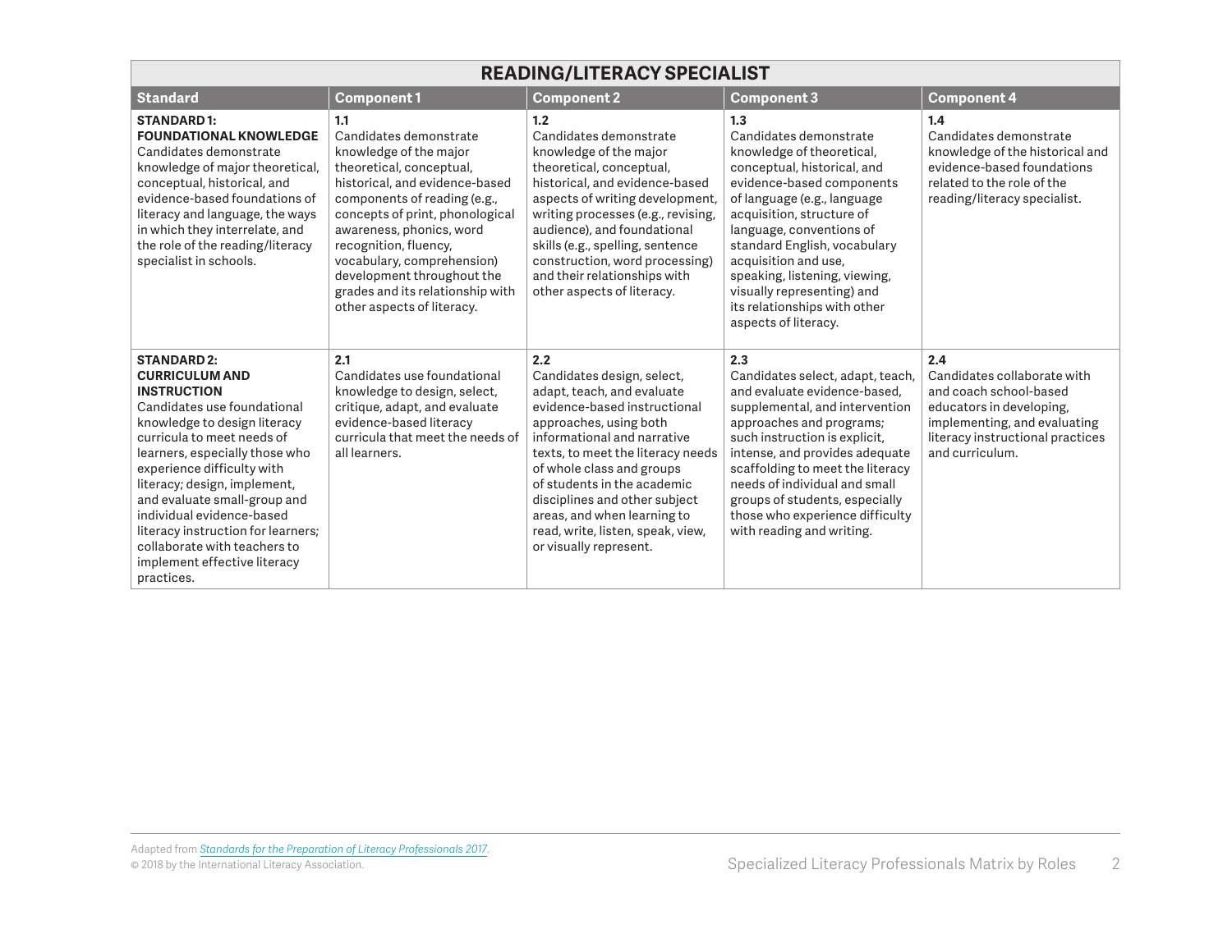| READING/LITERACY SPECIALIST | | | | |
|---|---|---|---|---|
| **Standard** | **Component 1** | **Component 2** | **Component 3** | **Component 4** |
| **STANDARD 1: FOUNDATIONAL KNOWLEDGE** Candidates demonstrate knowledge of major theoretical, conceptual, historical, and evidence-based foundations of literacy and language, the ways in which they interrelate, and the role of the reading/literacy specialist in schools. | **1.1** Candidates demonstrate knowledge of the major theoretical, conceptual, historical, and evidence-based components of reading (e.g., concepts of print, phonological awareness, phonics, word recognition, fluency, vocabulary, comprehension) development throughout the grades and its relationship with other aspects of literacy. | **1.2** Candidates demonstrate knowledge of the major theoretical, conceptual, historical, and evidence-based aspects of writing development, writing processes (e.g., revising, audience), and foundational skills (e.g., spelling, sentence construction, word processing) and their relationships with other aspects of literacy. | **1.3** Candidates demonstrate knowledge of theoretical, conceptual, historical, and evidence-based components of language (e.g., language acquisition, structure of language, conventions of standard English, vocabulary acquisition and use, speaking, listening, viewing, visually representing) and its relationships with other aspects of literacy. | **1.4** Candidates demonstrate knowledge of the historical and evidence-based foundations related to the role of the reading/literacy specialist. |
| **STANDARD 2: CURRICULUM AND INSTRUCTION** Candidates use foundational knowledge to design literacy curricula to meet needs of learners, especially those who experience difficulty with literacy; design, implement, and evaluate small-group and individual evidence-based literacy instruction for learners; collaborate with teachers to implement effective literacy practices. | **2.1** Candidates use foundational knowledge to design, select, critique, adapt, and evaluate evidence-based literacy curricula that meet the needs of all learners. | **2.2** Candidates design, select, adapt, teach, and evaluate evidence-based instructional approaches, using both informational and narrative texts, to meet the literacy needs of whole class and groups of students in the academic disciplines and other subject areas, and when learning to read, write, listen, speak, view, or visually represent. | **2.3** Candidates select, adapt, teach, and evaluate evidence-based, supplemental, and intervention approaches and programs; such instruction is explicit, intense, and provides adequate scaffolding to meet the literacy needs of individual and small groups of students, especially those who experience difficulty with reading and writing. | **2.4** Candidates collaborate with and coach school-based educators in developing, implementing, and evaluating literacy instructional practices and curriculum. |

Adapted from *Standards for the Preparation of Literacy Professionals 2017*.
© 2018 by the International Literacy Association.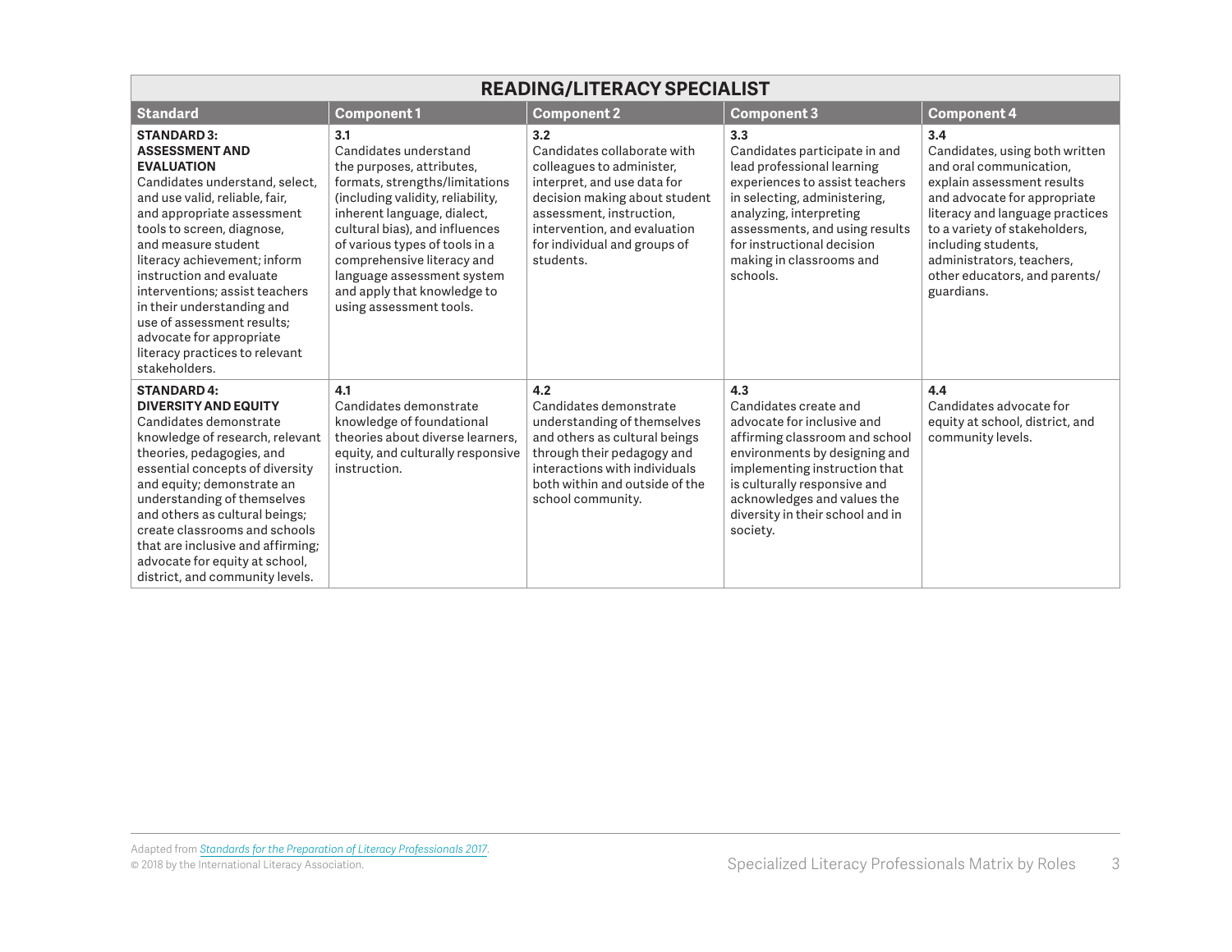| READING/LITERACY SPECIALIST | | | | |
|---|---|---|---|---|
| **Standard** | **Component 1** | **Component 2** | **Component 3** | **Component 4** |
| **STANDARD 3: ASSESSMENT AND EVALUATION** Candidates understand, select, and use valid, reliable, fair, and appropriate assessment tools to screen, diagnose, and measure student literacy achievement; inform instruction and evaluate interventions; assist teachers in their understanding and use of assessment results; advocate for appropriate literacy practices to relevant stakeholders. | **3.1** Candidates understand the purposes, attributes, formats, strengths/limitations (including validity, reliability, inherent language, dialect, cultural bias), and influences of various types of tools in a comprehensive literacy and language assessment system and apply that knowledge to using assessment tools. | **3.2** Candidates collaborate with colleagues to administer, interpret, and use data for decision making about student assessment, instruction, intervention, and evaluation for individual and groups of students. | **3.3** Candidates participate in and lead professional learning experiences to assist teachers in selecting, administering, analyzing, interpreting assessments, and using results for instructional decision making in classrooms and schools. | **3.4** Candidates, using both written and oral communication, explain assessment results and advocate for appropriate literacy and language practices to a variety of stakeholders, including students, administrators, teachers, other educators, and parents/guardians. |
| **STANDARD 4: DIVERSITY AND EQUITY** Candidates demonstrate knowledge of research, relevant theories, pedagogies, and essential concepts of diversity and equity; demonstrate an understanding of themselves and others as cultural beings; create classrooms and schools that are inclusive and affirming; advocate for equity at school, district, and community levels. | **4.1** Candidates demonstrate knowledge of foundational theories about diverse learners, equity, and culturally responsive instruction. | **4.2** Candidates demonstrate understanding of themselves and others as cultural beings through their pedagogy and interactions with individuals both within and outside of the school community. | **4.3** Candidates create and advocate for inclusive and affirming classroom and school environments by designing and implementing instruction that is culturally responsive and acknowledges and values the diversity in their school and in society. | **4.4** Candidates advocate for equity at school, district, and community levels. |

Adapted from *Standards for the Preparation of Literacy Professionals 2017*.
© 2018 by the International Literacy Association.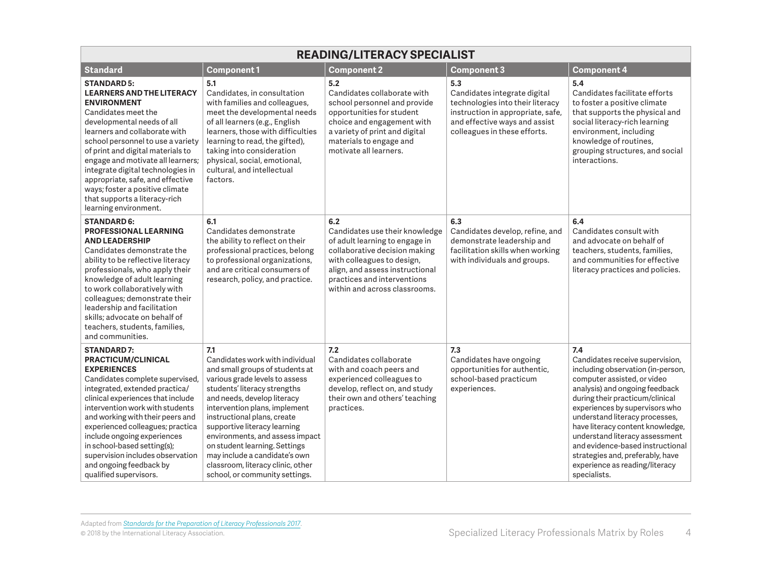| READING/LITERACY SPECIALIST | | | | |
|---|---|---|---|---|
| **Standard** | **Component 1** | **Component 2** | **Component 3** | **Component 4** |
| **STANDARD 5: LEARNERS AND THE LITERACY ENVIRONMENT** Candidates meet the developmental needs of all learners and collaborate with school personnel to use a variety of print and digital materials to engage and motivate all learners; integrate digital technologies in appropriate, safe, and effective ways; foster a positive climate that supports a literacy-rich learning environment. | **5.1** Candidates, in consultation with families and colleagues, meet the developmental needs of all learners (e.g., English learners, those with difficulties learning to read, the gifted), taking into consideration physical, social, emotional, cultural, and intellectual factors. | **5.2** Candidates collaborate with school personnel and provide opportunities for student choice and engagement with a variety of print and digital materials to engage and motivate all learners. | **5.3** Candidates integrate digital technologies into their literacy instruction in appropriate, safe, and effective ways and assist colleagues in these efforts. | **5.4** Candidates facilitate efforts to foster a positive climate that supports the physical and social literacy-rich learning environment, including knowledge of routines, grouping structures, and social interactions. |
| **STANDARD 6: PROFESSIONAL LEARNING AND LEADERSHIP** Candidates demonstrate the ability to be reflective literacy professionals, who apply their knowledge of adult learning to work collaboratively with colleagues; demonstrate their leadership and facilitation skills; advocate on behalf of teachers, students, families, and communities. | **6.1** Candidates demonstrate the ability to reflect on their professional practices, belong to professional organizations, and are critical consumers of research, policy, and practice. | **6.2** Candidates use their knowledge of adult learning to engage in collaborative decision making with colleagues to design, align, and assess instructional practices and interventions within and across classrooms. | **6.3** Candidates develop, refine, and demonstrate leadership and facilitation skills when working with individuals and groups. | **6.4** Candidates consult with and advocate on behalf of teachers, students, families, and communities for effective literacy practices and policies. |
| **STANDARD 7: PRACTICUM/CLINICAL EXPERIENCES** Candidates complete supervised, integrated, extended practica/clinical experiences that include intervention work with students and working with their peers and experienced colleagues; practica include ongoing experiences in school-based setting(s); supervision includes observation and ongoing feedback by qualified supervisors. | **7.1** Candidates work with individual and small groups of students at various grade levels to assess students' literacy strengths and needs, develop literacy intervention plans, implement instructional plans, create supportive literacy learning environments, and assess impact on student learning. Settings may include a candidate's own classroom, literacy clinic, other school, or community settings. | **7.2** Candidates collaborate with and coach peers and experienced colleagues to develop, reflect on, and study their own and others' teaching practices. | **7.3** Candidates have ongoing opportunities for authentic, school-based practicum experiences. | **7.4** Candidates receive supervision, including observation (in-person, computer assisted, or video analysis) and ongoing feedback during their practicum/clinical experiences by supervisors who understand literacy processes, have literacy content knowledge, understand literacy assessment and evidence-based instructional strategies and, preferably, have experience as reading/literacy specialists. |

Adapted from *Standards for the Preparation of Literacy Professionals 2017*.
© 2018 by the International Literacy Association.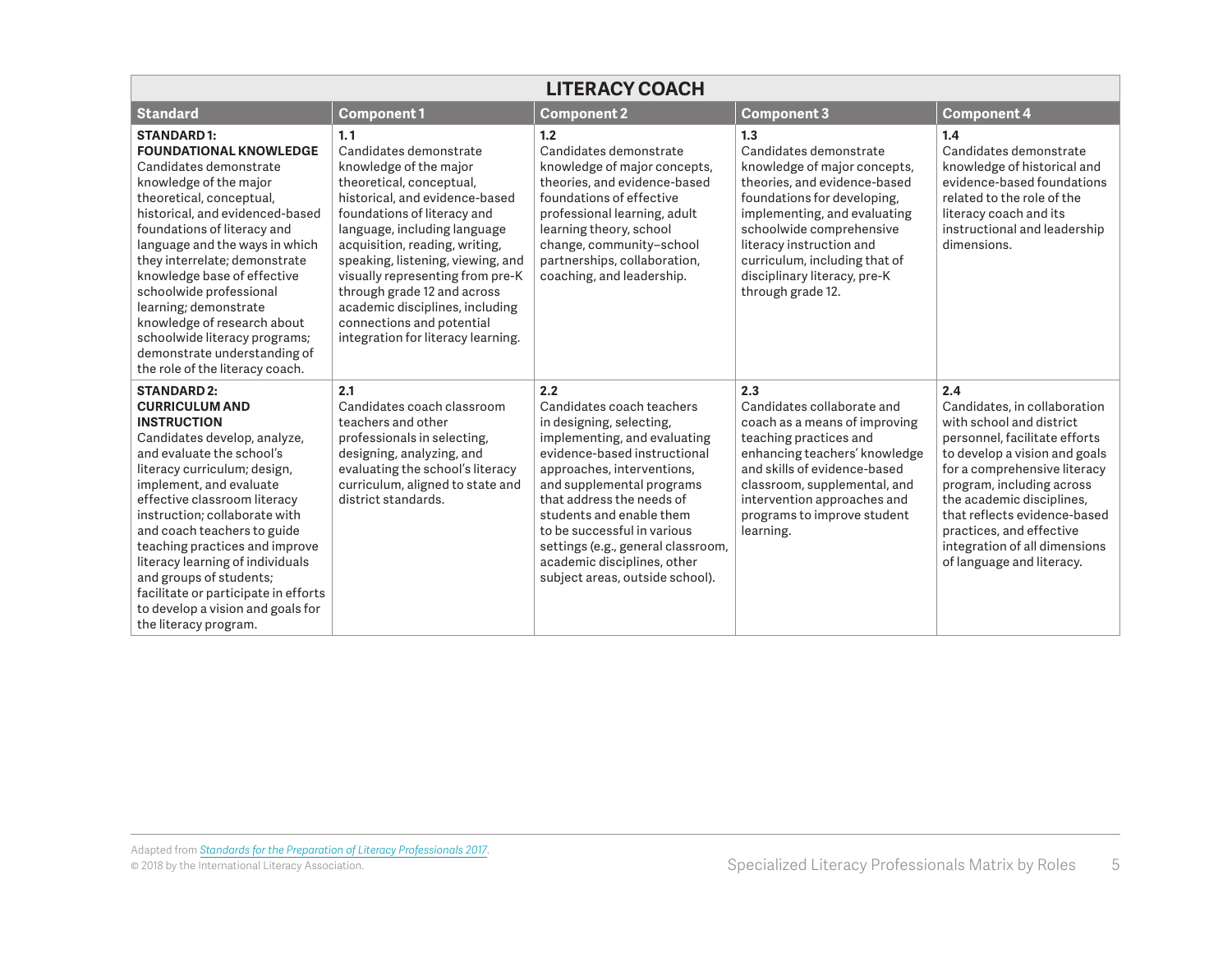| LITERACY COACH | | | | |
|---|---|---|---|---|
| **Standard** | **Component 1** | **Component 2** | **Component 3** | **Component 4** |
| **STANDARD 1: FOUNDATIONAL KNOWLEDGE** Candidates demonstrate knowledge of the major theoretical, conceptual, historical, and evidenced-based foundations of literacy and language and the ways in which they interrelate; demonstrate knowledge base of effective schoolwide professional learning; demonstrate knowledge of research about schoolwide literacy programs; demonstrate understanding of the role of the literacy coach. | **1.1** Candidates demonstrate knowledge of the major theoretical, conceptual, historical, and evidence-based foundations of literacy and language, including language acquisition, reading, writing, speaking, listening, viewing, and visually representing from pre-K through grade 12 and across academic disciplines, including connections and potential integration for literacy learning. | **1.2** Candidates demonstrate knowledge of major concepts, theories, and evidence-based foundations of effective professional learning, adult learning theory, school change, community–school partnerships, collaboration, coaching, and leadership. | **1.3** Candidates demonstrate knowledge of major concepts, theories, and evidence-based foundations for developing, implementing, and evaluating schoolwide comprehensive literacy instruction and curriculum, including that of disciplinary literacy, pre-K through grade 12. | **1.4** Candidates demonstrate knowledge of historical and evidence-based foundations related to the role of the literacy coach and its instructional and leadership dimensions. |
| **STANDARD 2: CURRICULUM AND INSTRUCTION** Candidates develop, analyze, and evaluate the school's literacy curriculum; design, implement, and evaluate effective classroom literacy instruction; collaborate with and coach teachers to guide teaching practices and improve literacy learning of individuals and groups of students; facilitate or participate in efforts to develop a vision and goals for the literacy program. | **2.1** Candidates coach classroom teachers and other professionals in selecting, designing, analyzing, and evaluating the school's literacy curriculum, aligned to state and district standards. | **2.2** Candidates coach teachers in designing, selecting, implementing, and evaluating evidence-based instructional approaches, interventions, and supplemental programs that address the needs of students and enable them to be successful in various settings (e.g., general classroom, academic disciplines, other subject areas, outside school). | **2.3** Candidates collaborate and coach as a means of improving teaching practices and enhancing teachers' knowledge and skills of evidence-based classroom, supplemental, and intervention approaches and programs to improve student learning. | **2.4** Candidates, in collaboration with school and district personnel, facilitate efforts to develop a vision and goals for a comprehensive literacy program, including across the academic disciplines, that reflects evidence-based practices, and effective integration of all dimensions of language and literacy. |

Adapted from *Standards for the Preparation of Literacy Professionals 2017*.
© 2018 by the International Literacy Association.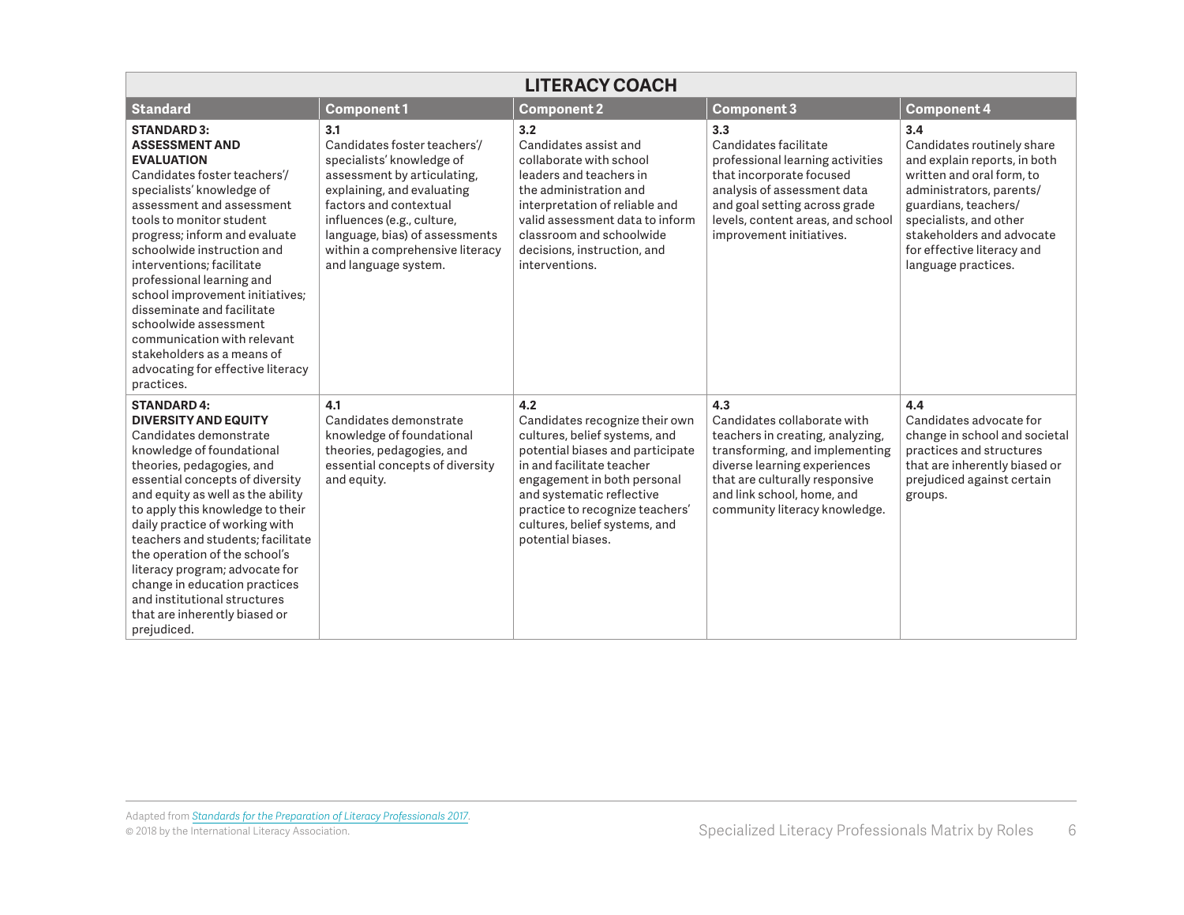| LITERACY COACH | | | | |
|---|---|---|---|---|
| **Standard** | **Component 1** | **Component 2** | **Component 3** | **Component 4** |
| **STANDARD 3: ASSESSMENT AND EVALUATION** Candidates foster teachers'/ specialists' knowledge of assessment and assessment tools to monitor student progress; inform and evaluate schoolwide instruction and interventions; facilitate professional learning and school improvement initiatives; disseminate and facilitate schoolwide assessment communication with relevant stakeholders as a means of advocating for effective literacy practices. | **3.1** Candidates foster teachers'/ specialists' knowledge of assessment by articulating, explaining, and evaluating factors and contextual influences (e.g., culture, language, bias) of assessments within a comprehensive literacy and language system. | **3.2** Candidates assist and collaborate with school leaders and teachers in the administration and interpretation of reliable and valid assessment data to inform classroom and schoolwide decisions, instruction, and interventions. | **3.3** Candidates facilitate professional learning activities that incorporate focused analysis of assessment data and goal setting across grade levels, content areas, and school improvement initiatives. | **3.4** Candidates routinely share and explain reports, in both written and oral form, to administrators, parents/ guardians, teachers/ specialists, and other stakeholders and advocate for effective literacy and language practices. |
| **STANDARD 4: DIVERSITY AND EQUITY** Candidates demonstrate knowledge of foundational theories, pedagogies, and essential concepts of diversity and equity as well as the ability to apply this knowledge to their daily practice of working with teachers and students; facilitate the operation of the school's literacy program; advocate for change in education practices and institutional structures that are inherently biased or prejudiced. | **4.1** Candidates demonstrate knowledge of foundational theories, pedagogies, and essential concepts of diversity and equity. | **4.2** Candidates recognize their own cultures, belief systems, and potential biases and participate in and facilitate teacher engagement in both personal and systematic reflective practice to recognize teachers' cultures, belief systems, and potential biases. | **4.3** Candidates collaborate with teachers in creating, analyzing, transforming, and implementing diverse learning experiences that are culturally responsive and link school, home, and community literacy knowledge. | **4.4** Candidates advocate for change in school and societal practices and structures that are inherently biased or prejudiced against certain groups. |

Adapted from *Standards for the Preparation of Literacy Professionals 2017*.
© 2018 by the International Literacy Association.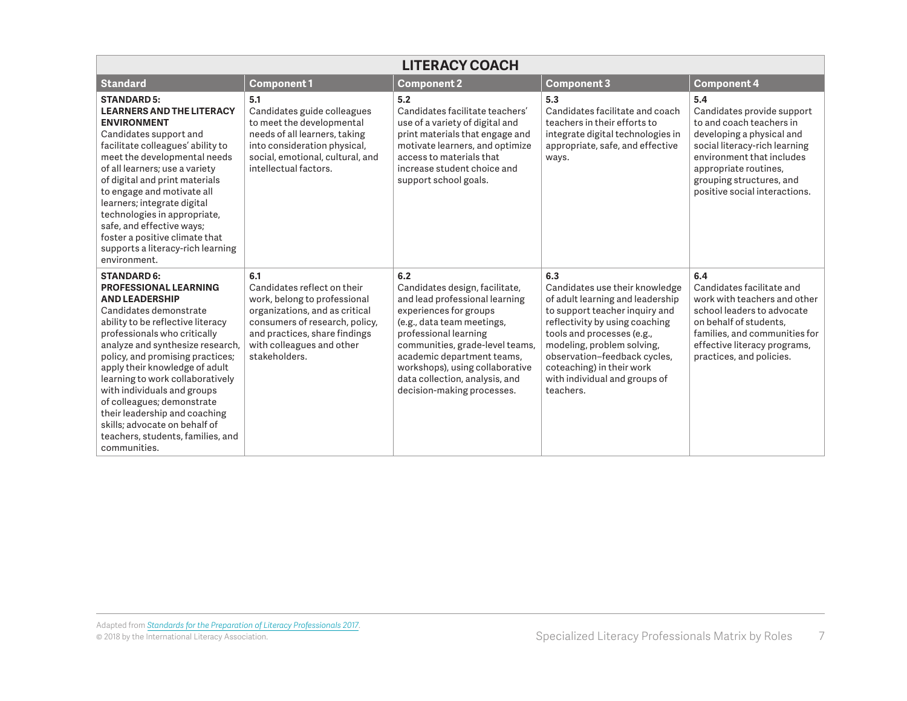| LITERACY COACH | | | | |
|---|---|---|---|---|
| **Standard** | **Component 1** | **Component 2** | **Component 3** | **Component 4** |
| **STANDARD 5: LEARNERS AND THE LITERACY ENVIRONMENT** Candidates support and facilitate colleagues' ability to meet the developmental needs of all learners; use a variety of digital and print materials to engage and motivate all learners; integrate digital technologies in appropriate, safe, and effective ways; foster a positive climate that supports a literacy-rich learning environment. | **5.1** Candidates guide colleagues to meet the developmental needs of all learners, taking into consideration physical, social, emotional, cultural, and intellectual factors. | **5.2** Candidates facilitate teachers' use of a variety of digital and print materials that engage and motivate learners, and optimize access to materials that increase student choice and support school goals. | **5.3** Candidates facilitate and coach teachers in their efforts to integrate digital technologies in appropriate, safe, and effective ways. | **5.4** Candidates provide support to and coach teachers in developing a physical and social literacy-rich learning environment that includes appropriate routines, grouping structures, and positive social interactions. |
| **STANDARD 6: PROFESSIONAL LEARNING AND LEADERSHIP** Candidates demonstrate ability to be reflective literacy professionals who critically analyze and synthesize research, policy, and promising practices; apply their knowledge of adult learning to work collaboratively with individuals and groups of colleagues; demonstrate their leadership and coaching skills; advocate on behalf of teachers, students, families, and communities. | **6.1** Candidates reflect on their work, belong to professional organizations, and as critical consumers of research, policy, and practices, share findings with colleagues and other stakeholders. | **6.2** Candidates design, facilitate, and lead professional learning experiences for groups (e.g., data team meetings, professional learning communities, grade-level teams, academic department teams, workshops), using collaborative data collection, analysis, and decision-making processes. | **6.3** Candidates use their knowledge of adult learning and leadership to support teacher inquiry and reflectivity by using coaching tools and processes (e.g., modeling, problem solving, observation–feedback cycles, coteaching) in their work with individual and groups of teachers. | **6.4** Candidates facilitate and work with teachers and other school leaders to advocate on behalf of students, families, and communities for effective literacy programs, practices, and policies. |

Adapted from *Standards for the Preparation of Literacy Professionals 2017*.
© 2018 by the International Literacy Association.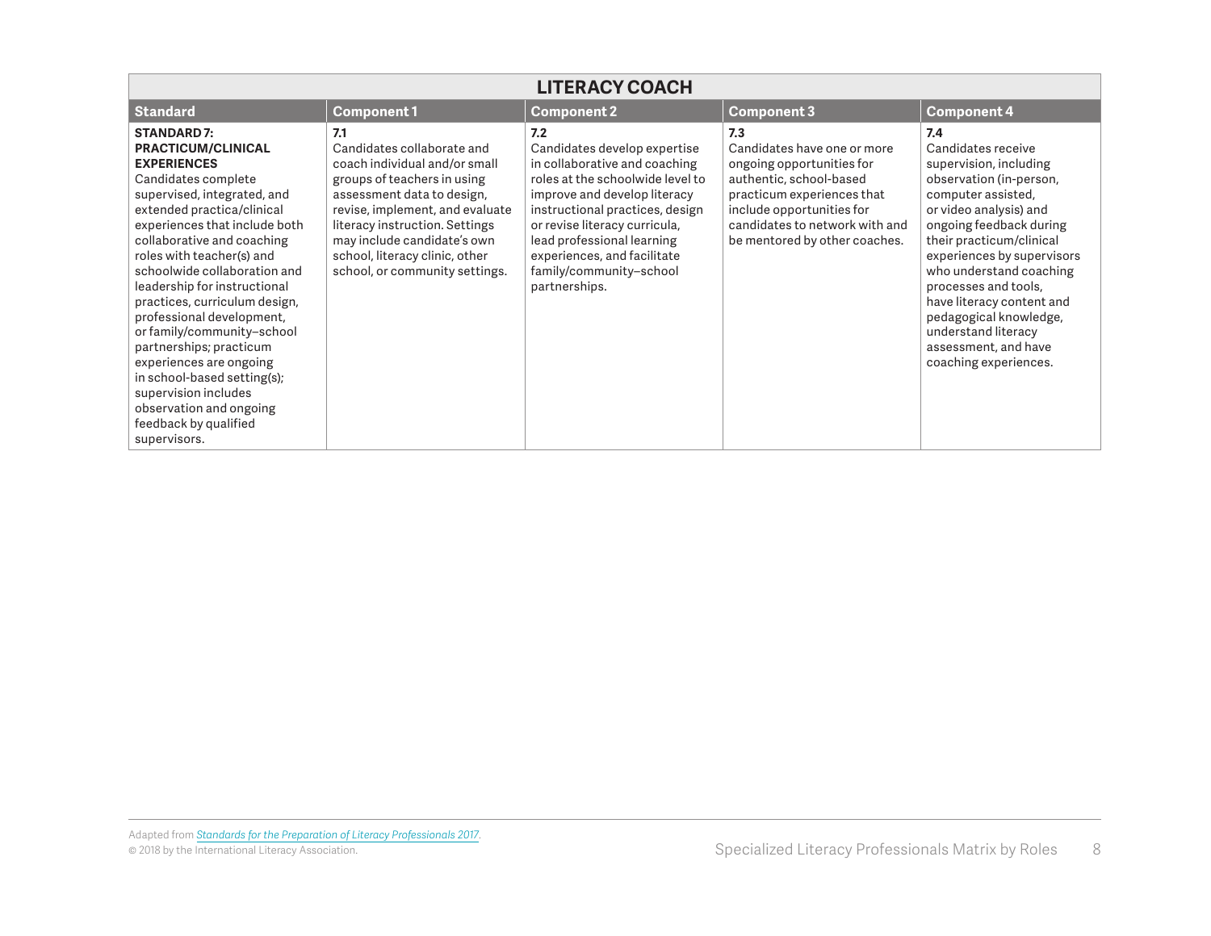| LITERACY COACH | | | | |
|---|---|---|---|---|
| **Standard** | **Component 1** | **Component 2** | **Component 3** | **Component 4** |
| **STANDARD 7: PRACTICUM/CLINICAL EXPERIENCES** Candidates complete supervised, integrated, and extended practica/clinical experiences that include both collaborative and coaching roles with teacher(s) and schoolwide collaboration and leadership for instructional practices, curriculum design, professional development, or family/community–school partnerships; practicum experiences are ongoing in school-based setting(s); supervision includes observation and ongoing feedback by qualified supervisors. | **7.1** Candidates collaborate and coach individual and/or small groups of teachers in using assessment data to design, revise, implement, and evaluate literacy instruction. Settings may include candidate's own school, literacy clinic, other school, or community settings. | **7.2** Candidates develop expertise in collaborative and coaching roles at the schoolwide level to improve and develop literacy instructional practices, design or revise literacy curricula, lead professional learning experiences, and facilitate family/community–school partnerships. | **7.3** Candidates have one or more ongoing opportunities for authentic, school-based practicum experiences that include opportunities for candidates to network with and be mentored by other coaches. | **7.4** Candidates receive supervision, including observation (in-person, computer assisted, or video analysis) and ongoing feedback during their practicum/clinical experiences by supervisors who understand coaching processes and tools, have literacy content and pedagogical knowledge, understand literacy assessment, and have coaching experiences. |

Adapted from *Standards for the Preparation of Literacy Professionals 2017*.
© 2018 by the International Literacy Association.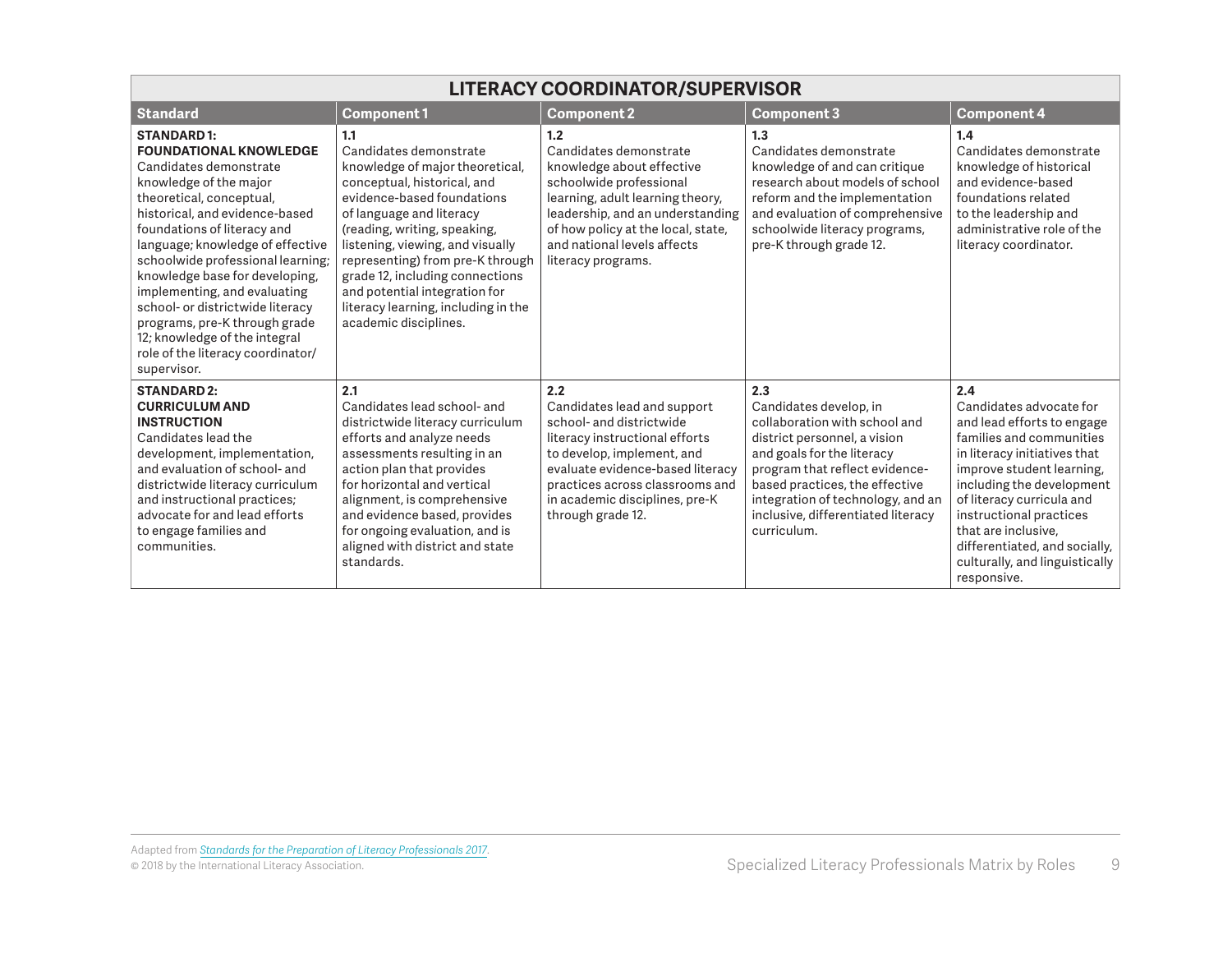| LITERACY COORDINATOR/SUPERVISOR | | | | |
|---|---|---|---|---|
| **Standard** | **Component 1** | **Component 2** | **Component 3** | **Component 4** |
| **STANDARD 1: FOUNDATIONAL KNOWLEDGE** Candidates demonstrate knowledge of the major theoretical, conceptual, historical, and evidence-based foundations of literacy and language; knowledge of effective schoolwide professional learning; knowledge base for developing, implementing, and evaluating school- or districtwide literacy programs, pre-K through grade 12; knowledge of the integral role of the literacy coordinator/supervisor. | **1.1** Candidates demonstrate knowledge of major theoretical, conceptual, historical, and evidence-based foundations of language and literacy (reading, writing, speaking, listening, viewing, and visually representing) from pre-K through grade 12, including connections and potential integration for literacy learning, including in the academic disciplines. | **1.2** Candidates demonstrate knowledge about effective schoolwide professional learning, adult learning theory, leadership, and an understanding of how policy at the local, state, and national levels affects literacy programs. | **1.3** Candidates demonstrate knowledge of and can critique research about models of school reform and the implementation and evaluation of comprehensive schoolwide literacy programs, pre-K through grade 12. | **1.4** Candidates demonstrate knowledge of historical and evidence-based foundations related to the leadership and administrative role of the literacy coordinator. |
| **STANDARD 2: CURRICULUM AND INSTRUCTION** Candidates lead the development, implementation, and evaluation of school- and districtwide literacy curriculum and instructional practices; advocate for and lead efforts to engage families and communities. | **2.1** Candidates lead school- and districtwide literacy curriculum efforts and analyze needs assessments resulting in an action plan that provides for horizontal and vertical alignment, is comprehensive and evidence based, provides for ongoing evaluation, and is aligned with district and state standards. | **2.2** Candidates lead and support school- and districtwide literacy instructional efforts to develop, implement, and evaluate evidence-based literacy practices across classrooms and in academic disciplines, pre-K through grade 12. | **2.3** Candidates develop, in collaboration with school and district personnel, a vision and goals for the literacy program that reflect evidence-based practices, the effective integration of technology, and an inclusive, differentiated literacy curriculum. | **2.4** Candidates advocate for and lead efforts to engage families and communities in literacy initiatives that improve student learning, including the development of literacy curricula and instructional practices that are inclusive, differentiated, and socially, culturally, and linguistically responsive. |

Adapted from *Standards for the Preparation of Literacy Professionals 2017*.
© 2018 by the International Literacy Association.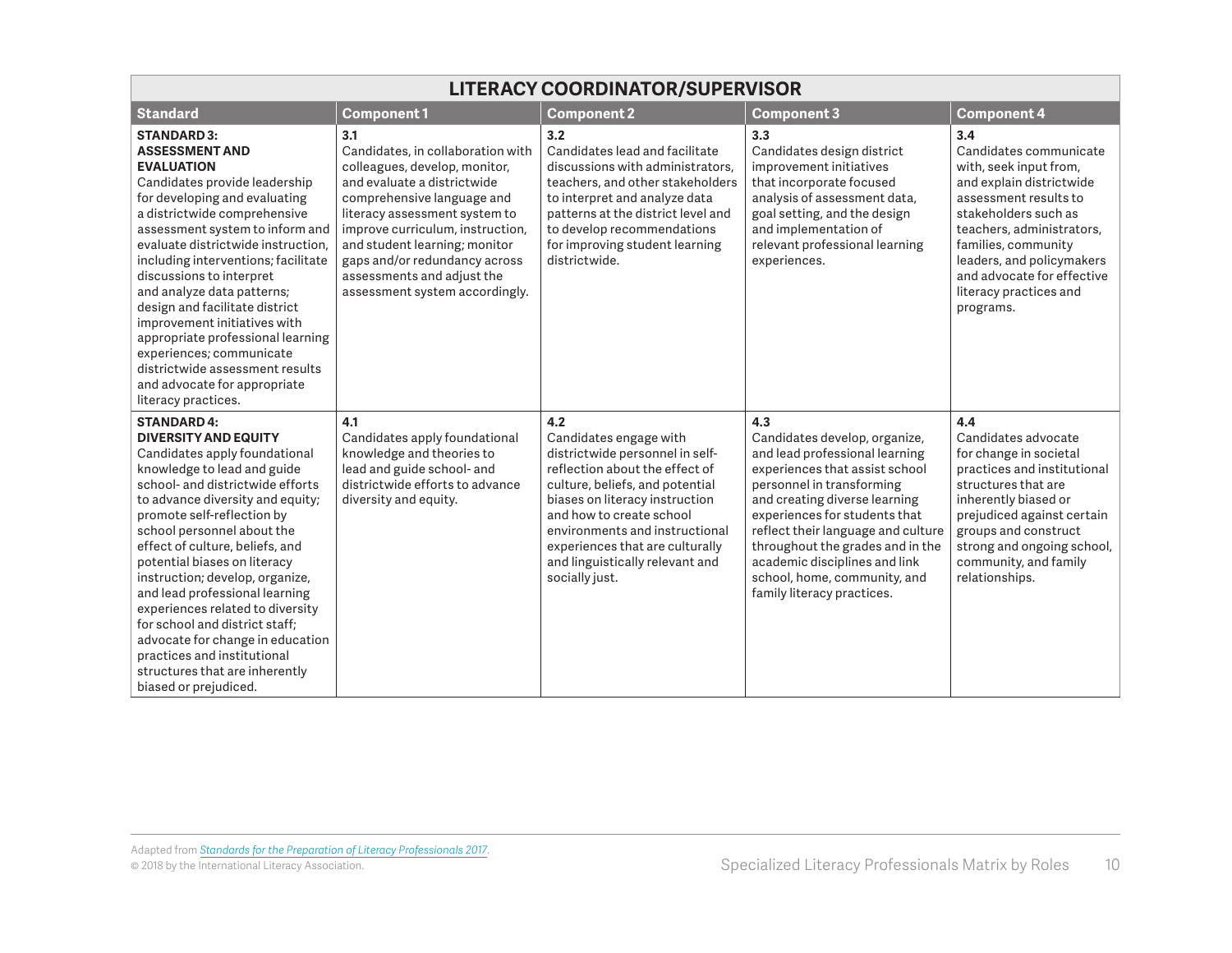| LITERACY COORDINATOR/SUPERVISOR | | | | |
|---|---|---|---|---|
| **Standard** | **Component 1** | **Component 2** | **Component 3** | **Component 4** |
| **STANDARD 3: ASSESSMENT AND EVALUATION** Candidates provide leadership for developing and evaluating a districtwide comprehensive assessment system to inform and evaluate districtwide instruction, including interventions; facilitate discussions to interpret and analyze data patterns; design and facilitate district improvement initiatives with appropriate professional learning experiences; communicate districtwide assessment results and advocate for appropriate literacy practices. | **3.1** Candidates, in collaboration with colleagues, develop, monitor, and evaluate a districtwide comprehensive language and literacy assessment system to improve curriculum, instruction, and student learning; monitor gaps and/or redundancy across assessments and adjust the assessment system accordingly. | **3.2** Candidates lead and facilitate discussions with administrators, teachers, and other stakeholders to interpret and analyze data patterns at the district level and to develop recommendations for improving student learning districtwide. | **3.3** Candidates design district improvement initiatives that incorporate focused analysis of assessment data, goal setting, and the design and implementation of relevant professional learning experiences. | **3.4** Candidates communicate with, seek input from, and explain districtwide assessment results to stakeholders such as teachers, administrators, families, community leaders, and policymakers and advocate for effective literacy practices and programs. |
| **STANDARD 4: DIVERSITY AND EQUITY** Candidates apply foundational knowledge to lead and guide school- and districtwide efforts to advance diversity and equity; promote self-reflection by school personnel about the effect of culture, beliefs, and potential biases on literacy instruction; develop, organize, and lead professional learning experiences related to diversity for school and district staff; advocate for change in education practices and institutional structures that are inherently biased or prejudiced. | **4.1** Candidates apply foundational knowledge and theories to lead and guide school- and districtwide efforts to advance diversity and equity. | **4.2** Candidates engage with districtwide personnel in self-reflection about the effect of culture, beliefs, and potential biases on literacy instruction and how to create school environments and instructional experiences that are culturally and linguistically relevant and socially just. | **4.3** Candidates develop, organize, and lead professional learning experiences that assist school personnel in transforming and creating diverse learning experiences for students that reflect their language and culture throughout the grades and in the academic disciplines and link school, home, community, and family literacy practices. | **4.4** Candidates advocate for change in societal practices and institutional structures that are inherently biased or prejudiced against certain groups and construct strong and ongoing school, community, and family relationships. |

Adapted from *Standards for the Preparation of Literacy Professionals 2017*.
© 2018 by the International Literacy Association.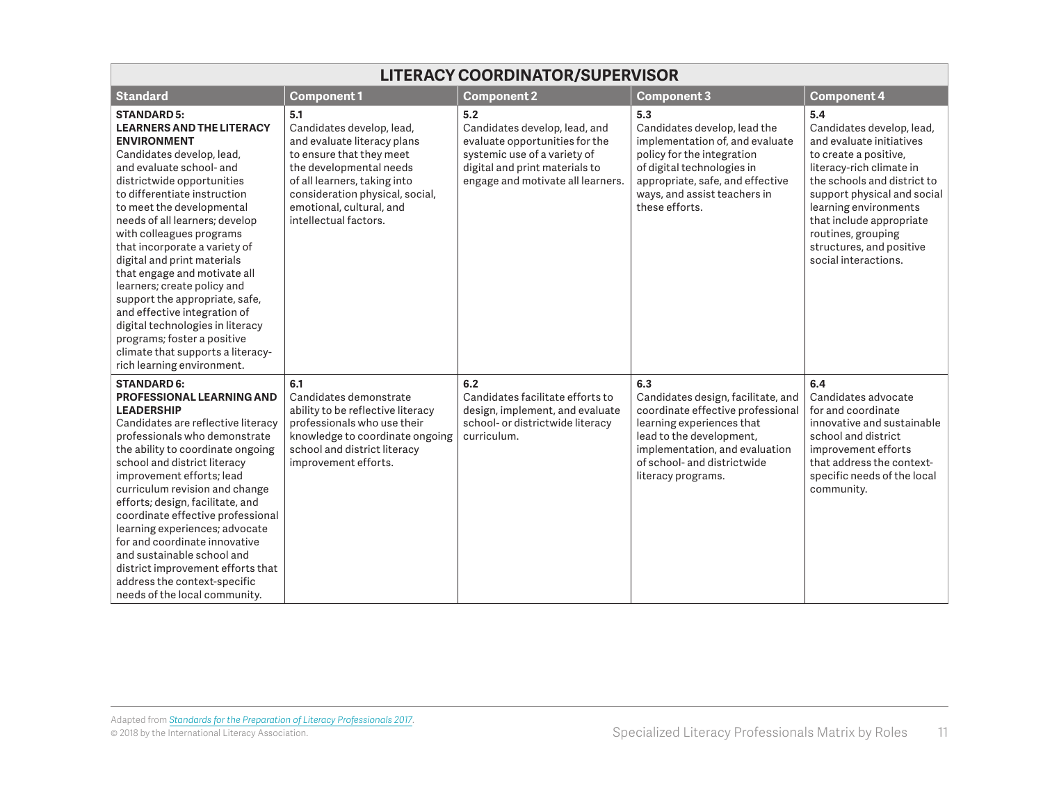| LITERACY COORDINATOR/SUPERVISOR | | | | |
|---|---|---|---|---|
| **Standard** | **Component 1** | **Component 2** | **Component 3** | **Component 4** |
| **STANDARD 5: LEARNERS AND THE LITERACY ENVIRONMENT** Candidates develop, lead, and evaluate school- and districtwide opportunities to differentiate instruction to meet the developmental needs of all learners; develop with colleagues programs that incorporate a variety of digital and print materials that engage and motivate all learners; create policy and support the appropriate, safe, and effective integration of digital technologies in literacy programs; foster a positive climate that supports a literacy-rich learning environment. | **5.1** Candidates develop, lead, and evaluate literacy plans to ensure that they meet the developmental needs of all learners, taking into consideration physical, social, emotional, cultural, and intellectual factors. | **5.2** Candidates develop, lead, and evaluate opportunities for the systemic use of a variety of digital and print materials to engage and motivate all learners. | **5.3** Candidates develop, lead the implementation of, and evaluate policy for the integration of digital technologies in appropriate, safe, and effective ways, and assist teachers in these efforts. | **5.4** Candidates develop, lead, and evaluate initiatives to create a positive, literacy-rich climate in the schools and district to support physical and social learning environments that include appropriate routines, grouping structures, and positive social interactions. |
| **STANDARD 6: PROFESSIONAL LEARNING AND LEADERSHIP** Candidates are reflective literacy professionals who demonstrate the ability to coordinate ongoing school and district literacy improvement efforts; lead curriculum revision and change efforts; design, facilitate, and coordinate effective professional learning experiences; advocate for and coordinate innovative and sustainable school and district improvement efforts that address the context-specific needs of the local community. | **6.1** Candidates demonstrate ability to be reflective literacy professionals who use their knowledge to coordinate ongoing school and district literacy improvement efforts. | **6.2** Candidates facilitate efforts to design, implement, and evaluate school- or districtwide literacy curriculum. | **6.3** Candidates design, facilitate, and coordinate effective professional learning experiences that lead to the development, implementation, and evaluation of school- and districtwide literacy programs. | **6.4** Candidates advocate for and coordinate innovative and sustainable school and district improvement efforts that address the context-specific needs of the local community. |

Adapted from *Standards for the Preparation of Literacy Professionals 2017*.
© 2018 by the International Literacy Association.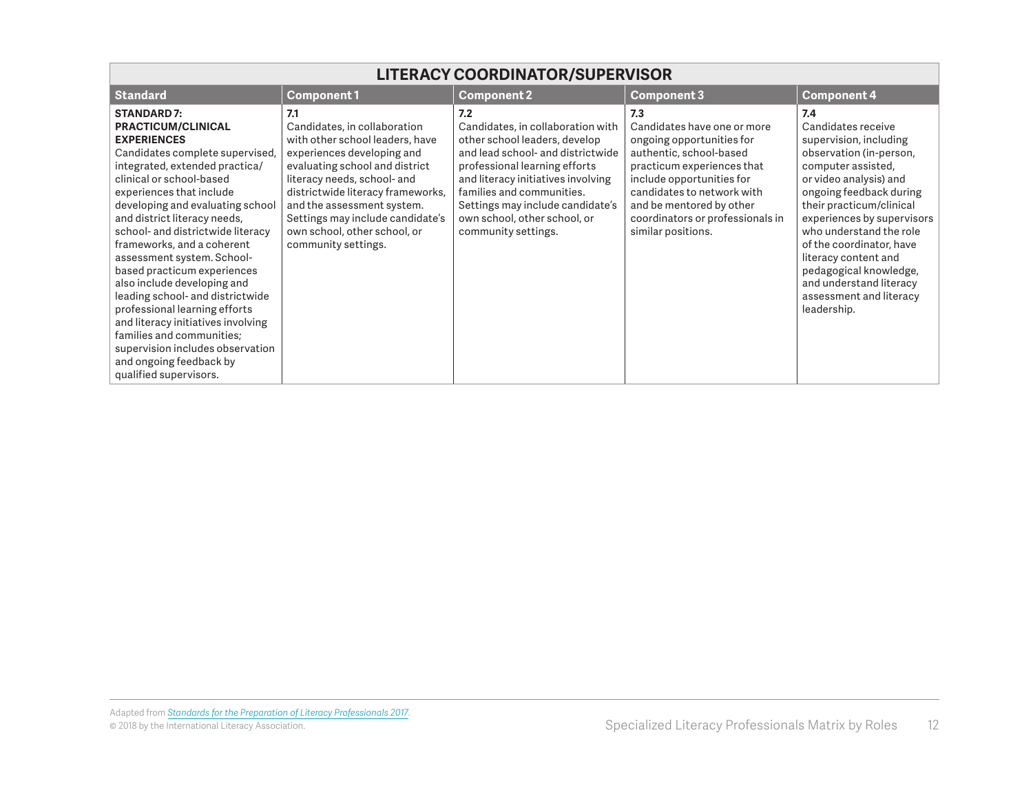| LITERACY COORDINATOR/SUPERVISOR | | | | |
|---|---|---|---|---|
| **Standard** | **Component 1** | **Component 2** | **Component 3** | **Component 4** |
| **STANDARD 7: PRACTICUM/CLINICAL EXPERIENCES** Candidates complete supervised, integrated, extended practica/ clinical or school-based experiences that include developing and evaluating school and district literacy needs, school- and districtwide literacy frameworks, and a coherent assessment system. School-based practicum experiences also include developing and leading school- and districtwide professional learning efforts and literacy initiatives involving families and communities; supervision includes observation and ongoing feedback by qualified supervisors. | **7.1** Candidates, in collaboration with other school leaders, have experiences developing and evaluating school and district literacy needs, school- and districtwide literacy frameworks, and the assessment system. Settings may include candidate's own school, other school, or community settings. | **7.2** Candidates, in collaboration with other school leaders, develop and lead school- and districtwide professional learning efforts and literacy initiatives involving families and communities. Settings may include candidate's own school, other school, or community settings. | **7.3** Candidates have one or more ongoing opportunities for authentic, school-based practicum experiences that include opportunities for candidates to network with and be mentored by other coordinators or professionals in similar positions. | **7.4** Candidates receive supervision, including observation (in-person, computer assisted, or video analysis) and ongoing feedback during their practicum/clinical experiences by supervisors who understand the role of the coordinator, have literacy content and pedagogical knowledge, and understand literacy assessment and literacy leadership. |

Adapted from *Standards for the Preparation of Literacy Professionals 2017*.
© 2018 by the International Literacy Association.